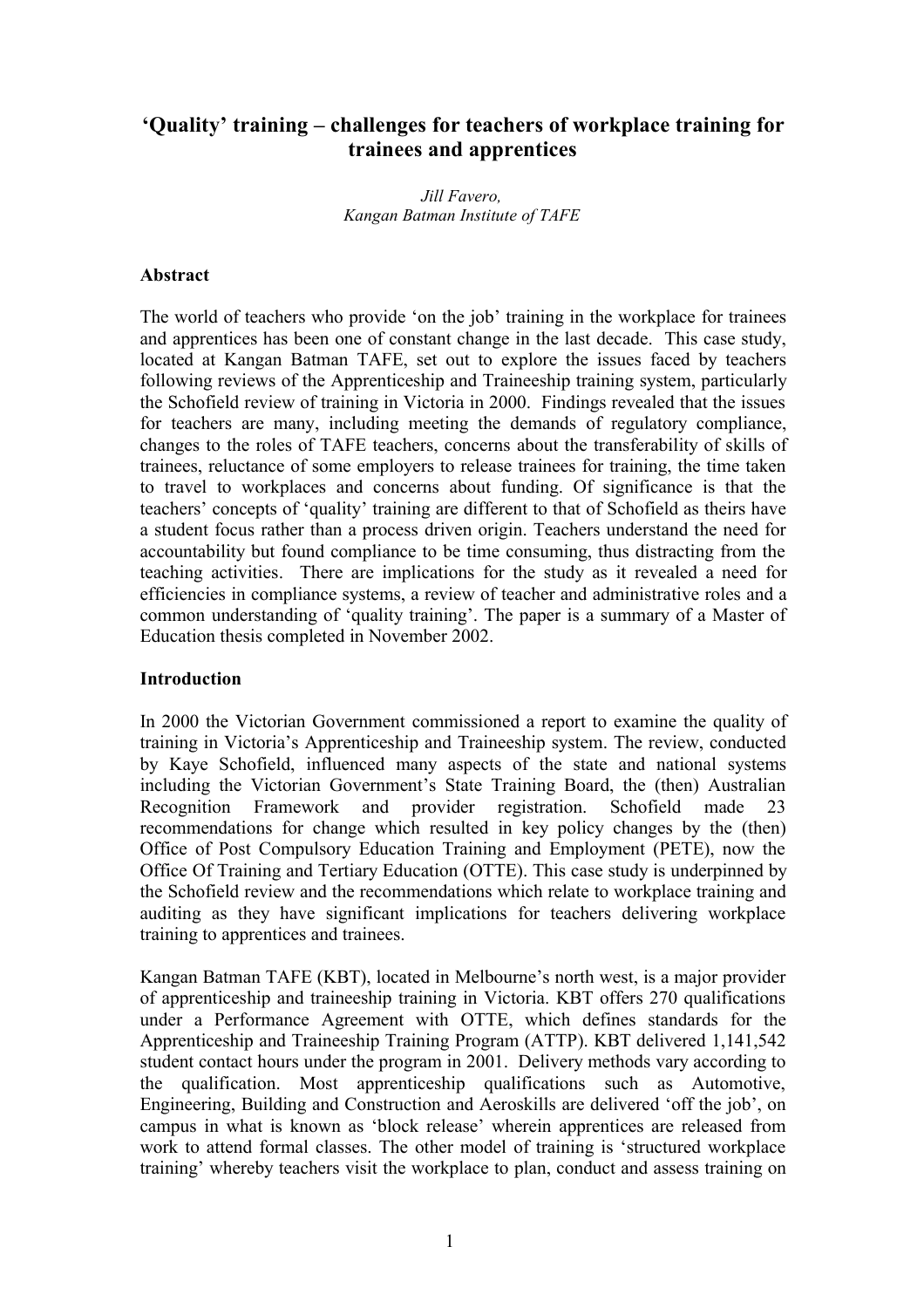# 'Quality' training – challenges for teachers of workplace training for trainees and apprentices

*Jill Favero,*
*Kangan Batman Institute of TAFE*

## Abstract

The world of teachers who provide 'on the job' training in the workplace for trainees and apprentices has been one of constant change in the last decade. This case study, located at Kangan Batman TAFE, set out to explore the issues faced by teachers following reviews of the Apprenticeship and Traineeship training system, particularly the Schofield review of training in Victoria in 2000. Findings revealed that the issues for teachers are many, including meeting the demands of regulatory compliance, changes to the roles of TAFE teachers, concerns about the transferability of skills of trainees, reluctance of some employers to release trainees for training, the time taken to travel to workplaces and concerns about funding. Of significance is that the teachers' concepts of 'quality' training are different to that of Schofield as theirs have a student focus rather than a process driven origin. Teachers understand the need for accountability but found compliance to be time consuming, thus distracting from the teaching activities. There are implications for the study as it revealed a need for efficiencies in compliance systems, a review of teacher and administrative roles and a common understanding of 'quality training'. The paper is a summary of a Master of Education thesis completed in November 2002.

## Introduction

In 2000 the Victorian Government commissioned a report to examine the quality of training in Victoria's Apprenticeship and Traineeship system. The review, conducted by Kaye Schofield, influenced many aspects of the state and national systems including the Victorian Government's State Training Board, the (then) Australian Recognition Framework and provider registration. Schofield made 23 recommendations for change which resulted in key policy changes by the (then) Office of Post Compulsory Education Training and Employment (PETE), now the Office Of Training and Tertiary Education (OTTE). This case study is underpinned by the Schofield review and the recommendations which relate to workplace training and auditing as they have significant implications for teachers delivering workplace training to apprentices and trainees.

Kangan Batman TAFE (KBT), located in Melbourne's north west, is a major provider of apprenticeship and traineeship training in Victoria. KBT offers 270 qualifications under a Performance Agreement with OTTE, which defines standards for the Apprenticeship and Traineeship Training Program (ATTP). KBT delivered 1,141,542 student contact hours under the program in 2001. Delivery methods vary according to the qualification. Most apprenticeship qualifications such as Automotive, Engineering, Building and Construction and Aeroskills are delivered 'off the job', on campus in what is known as 'block release' wherein apprentices are released from work to attend formal classes. The other model of training is 'structured workplace training' whereby teachers visit the workplace to plan, conduct and assess training on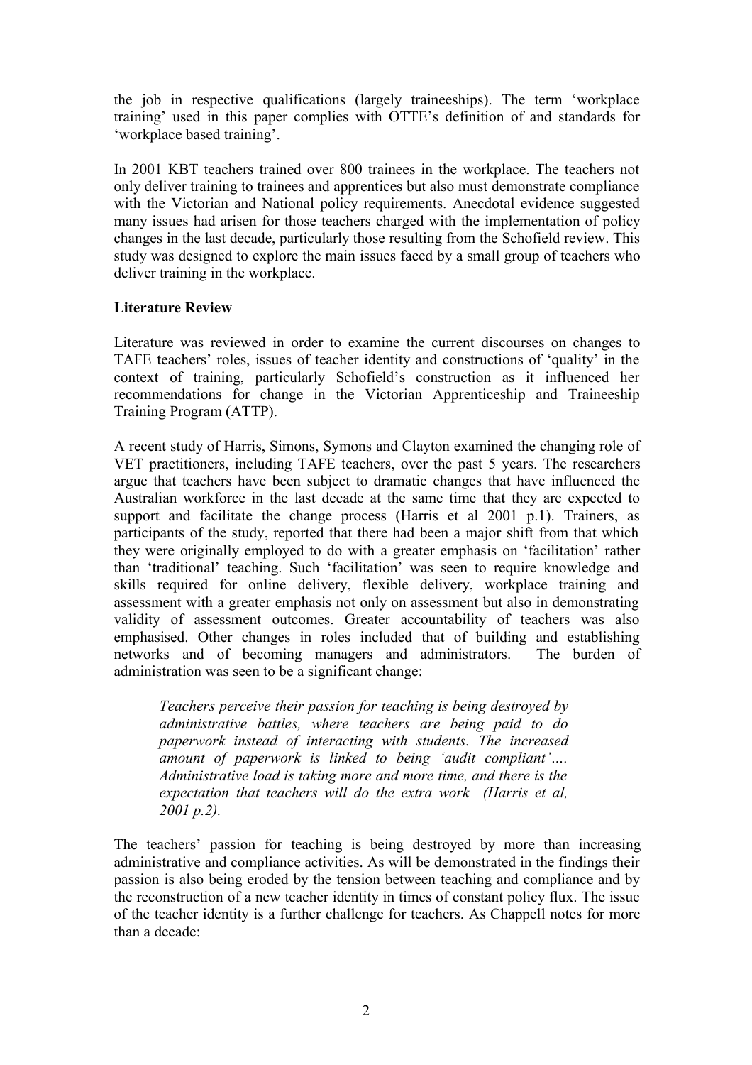the job in respective qualifications (largely traineeships). The term 'workplace training' used in this paper complies with OTTE's definition of and standards for 'workplace based training'.

In 2001 KBT teachers trained over 800 trainees in the workplace. The teachers not only deliver training to trainees and apprentices but also must demonstrate compliance with the Victorian and National policy requirements. Anecdotal evidence suggested many issues had arisen for those teachers charged with the implementation of policy changes in the last decade, particularly those resulting from the Schofield review. This study was designed to explore the main issues faced by a small group of teachers who deliver training in the workplace.

**Literature Review**

Literature was reviewed in order to examine the current discourses on changes to TAFE teachers' roles, issues of teacher identity and constructions of 'quality' in the context of training, particularly Schofield's construction as it influenced her recommendations for change in the Victorian Apprenticeship and Traineeship Training Program (ATTP).

A recent study of Harris, Simons, Symons and Clayton examined the changing role of VET practitioners, including TAFE teachers, over the past 5 years. The researchers argue that teachers have been subject to dramatic changes that have influenced the Australian workforce in the last decade at the same time that they are expected to support and facilitate the change process (Harris et al 2001 p.1). Trainers, as participants of the study, reported that there had been a major shift from that which they were originally employed to do with a greater emphasis on 'facilitation' rather than 'traditional' teaching. Such 'facilitation' was seen to require knowledge and skills required for online delivery, flexible delivery, workplace training and assessment with a greater emphasis not only on assessment but also in demonstrating validity of assessment outcomes. Greater accountability of teachers was also emphasised. Other changes in roles included that of building and establishing networks and of becoming managers and administrators. The burden of administration was seen to be a significant change:

> *Teachers perceive their passion for teaching is being destroyed by administrative battles, where teachers are being paid to do paperwork instead of interacting with students. The increased amount of paperwork is linked to being 'audit compliant'…. Administrative load is taking more and more time, and there is the expectation that teachers will do the extra work (Harris et al, 2001 p.2).*

The teachers' passion for teaching is being destroyed by more than increasing administrative and compliance activities. As will be demonstrated in the findings their passion is also being eroded by the tension between teaching and compliance and by the reconstruction of a new teacher identity in times of constant policy flux. The issue of the teacher identity is a further challenge for teachers. As Chappell notes for more than a decade: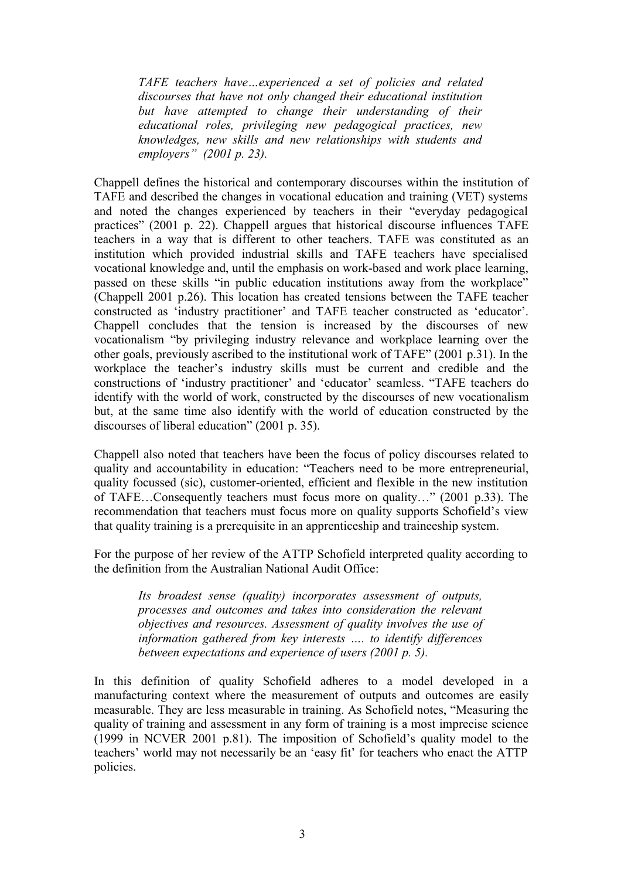> *TAFE teachers have…experienced a set of policies and related discourses that have not only changed their educational institution but have attempted to change their understanding of their educational roles, privileging new pedagogical practices, new knowledges, new skills and new relationships with students and employers" (2001 p. 23).*

Chappell defines the historical and contemporary discourses within the institution of TAFE and described the changes in vocational education and training (VET) systems and noted the changes experienced by teachers in their "everyday pedagogical practices" (2001 p. 22). Chappell argues that historical discourse influences TAFE teachers in a way that is different to other teachers. TAFE was constituted as an institution which provided industrial skills and TAFE teachers have specialised vocational knowledge and, until the emphasis on work-based and work place learning, passed on these skills "in public education institutions away from the workplace" (Chappell 2001 p.26). This location has created tensions between the TAFE teacher constructed as 'industry practitioner' and TAFE teacher constructed as 'educator'. Chappell concludes that the tension is increased by the discourses of new vocationalism "by privileging industry relevance and workplace learning over the other goals, previously ascribed to the institutional work of TAFE" (2001 p.31). In the workplace the teacher's industry skills must be current and credible and the constructions of 'industry practitioner' and 'educator' seamless. "TAFE teachers do identify with the world of work, constructed by the discourses of new vocationalism but, at the same time also identify with the world of education constructed by the discourses of liberal education" (2001 p. 35).

Chappell also noted that teachers have been the focus of policy discourses related to quality and accountability in education: "Teachers need to be more entrepreneurial, quality focussed (sic), customer-oriented, efficient and flexible in the new institution of TAFE…Consequently teachers must focus more on quality…" (2001 p.33). The recommendation that teachers must focus more on quality supports Schofield's view that quality training is a prerequisite in an apprenticeship and traineeship system.

For the purpose of her review of the ATTP Schofield interpreted quality according to the definition from the Australian National Audit Office:

> *Its broadest sense (quality) incorporates assessment of outputs, processes and outcomes and takes into consideration the relevant objectives and resources. Assessment of quality involves the use of information gathered from key interests …. to identify differences between expectations and experience of users (2001 p. 5).*

In this definition of quality Schofield adheres to a model developed in a manufacturing context where the measurement of outputs and outcomes are easily measurable. They are less measurable in training. As Schofield notes, "Measuring the quality of training and assessment in any form of training is a most imprecise science (1999 in NCVER 2001 p.81). The imposition of Schofield's quality model to the teachers' world may not necessarily be an 'easy fit' for teachers who enact the ATTP policies.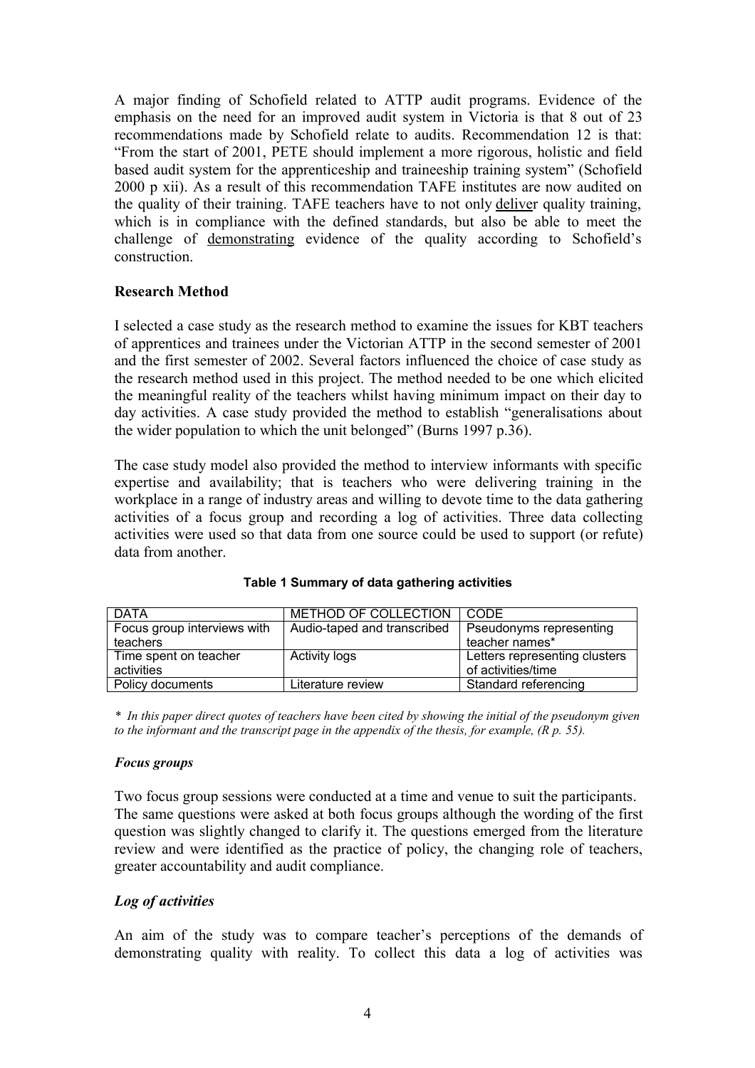A major finding of Schofield related to ATTP audit programs. Evidence of the emphasis on the need for an improved audit system in Victoria is that 8 out of 23 recommendations made by Schofield relate to audits. Recommendation 12 is that: "From the start of 2001, PETE should implement a more rigorous, holistic and field based audit system for the apprenticeship and traineeship training system" (Schofield 2000 p xii). As a result of this recommendation TAFE institutes are now audited on the quality of their training. TAFE teachers have to not only deliver quality training, which is in compliance with the defined standards, but also be able to meet the challenge of demonstrating evidence of the quality according to Schofield's construction.

## Research Method

I selected a case study as the research method to examine the issues for KBT teachers of apprentices and trainees under the Victorian ATTP in the second semester of 2001 and the first semester of 2002. Several factors influenced the choice of case study as the research method used in this project. The method needed to be one which elicited the meaningful reality of the teachers whilst having minimum impact on their day to day activities. A case study provided the method to establish "generalisations about the wider population to which the unit belonged" (Burns 1997 p.36).

The case study model also provided the method to interview informants with specific expertise and availability; that is teachers who were delivering training in the workplace in a range of industry areas and willing to devote time to the data gathering activities of a focus group and recording a log of activities. Three data collecting activities were used so that data from one source could be used to support (or refute) data from another.

**Table 1 Summary of data gathering activities**

| DATA | METHOD OF COLLECTION | CODE |
|---|---|---|
| Focus group interviews with teachers | Audio-taped and transcribed | Pseudonyms representing teacher names* |
| Time spent on teacher activities | Activity logs | Letters representing clusters of activities/time |
| Policy documents | Literature review | Standard referencing |

*\* In this paper direct quotes of teachers have been cited by showing the initial of the pseudonym given to the informant and the transcript page in the appendix of the thesis, for example, (R p. 55).*

### *Focus groups*

Two focus group sessions were conducted at a time and venue to suit the participants. The same questions were asked at both focus groups although the wording of the first question was slightly changed to clarify it. The questions emerged from the literature review and were identified as the practice of policy, the changing role of teachers, greater accountability and audit compliance.

### *Log of activities*

An aim of the study was to compare teacher's perceptions of the demands of demonstrating quality with reality. To collect this data a log of activities was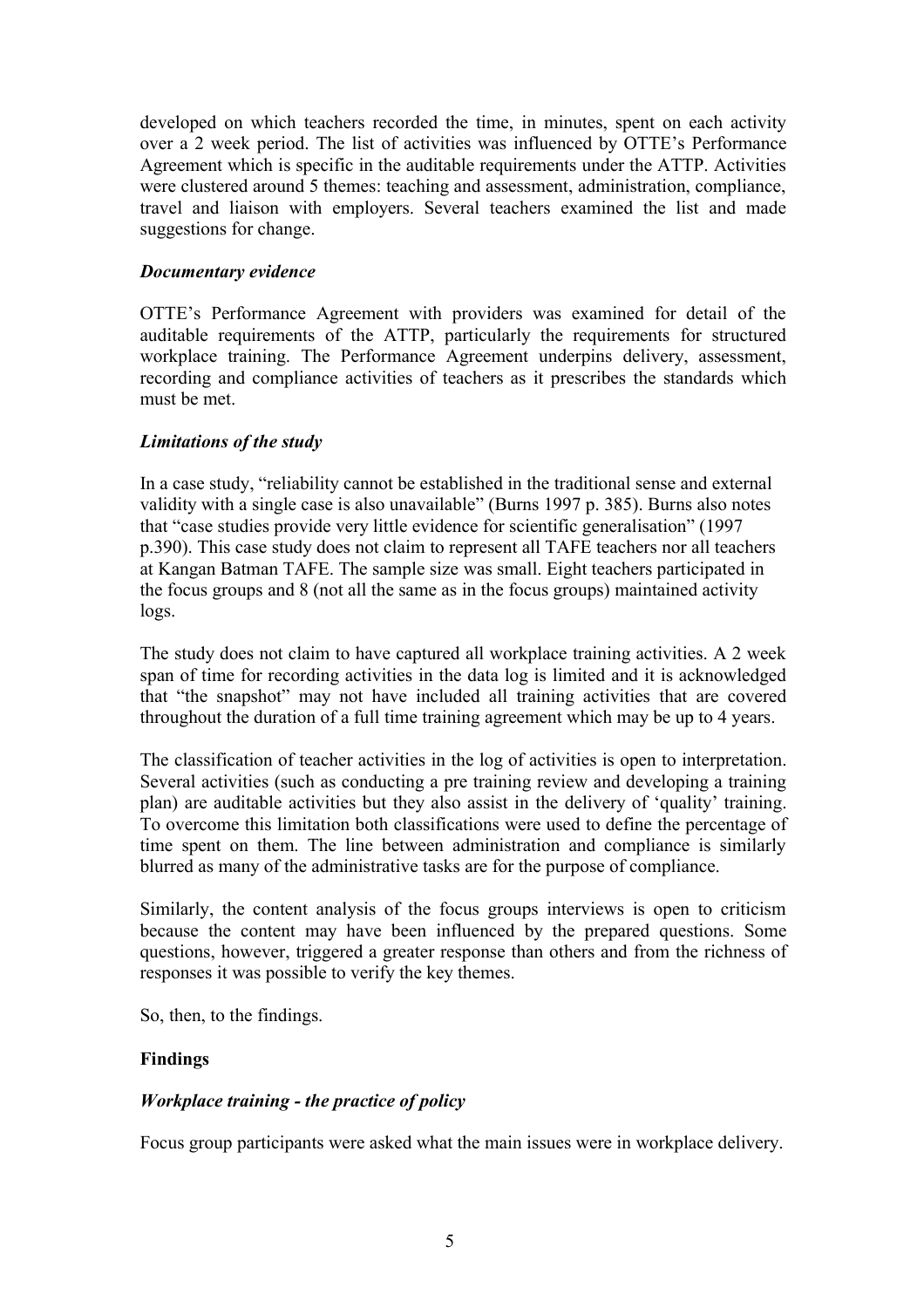developed on which teachers recorded the time, in minutes, spent on each activity over a 2 week period. The list of activities was influenced by OTTE's Performance Agreement which is specific in the auditable requirements under the ATTP. Activities were clustered around 5 themes: teaching and assessment, administration, compliance, travel and liaison with employers. Several teachers examined the list and made suggestions for change.

### *Documentary evidence*

OTTE's Performance Agreement with providers was examined for detail of the auditable requirements of the ATTP, particularly the requirements for structured workplace training. The Performance Agreement underpins delivery, assessment, recording and compliance activities of teachers as it prescribes the standards which must be met.

### *Limitations of the study*

In a case study, "reliability cannot be established in the traditional sense and external validity with a single case is also unavailable" (Burns 1997 p. 385). Burns also notes that "case studies provide very little evidence for scientific generalisation" (1997 p.390). This case study does not claim to represent all TAFE teachers nor all teachers at Kangan Batman TAFE. The sample size was small. Eight teachers participated in the focus groups and 8 (not all the same as in the focus groups) maintained activity logs.

The study does not claim to have captured all workplace training activities. A 2 week span of time for recording activities in the data log is limited and it is acknowledged that "the snapshot" may not have included all training activities that are covered throughout the duration of a full time training agreement which may be up to 4 years.

The classification of teacher activities in the log of activities is open to interpretation. Several activities (such as conducting a pre training review and developing a training plan) are auditable activities but they also assist in the delivery of 'quality' training. To overcome this limitation both classifications were used to define the percentage of time spent on them. The line between administration and compliance is similarly blurred as many of the administrative tasks are for the purpose of compliance.

Similarly, the content analysis of the focus groups interviews is open to criticism because the content may have been influenced by the prepared questions. Some questions, however, triggered a greater response than others and from the richness of responses it was possible to verify the key themes.

So, then, to the findings.

## **Findings**

### *Workplace training - the practice of policy*

Focus group participants were asked what the main issues were in workplace delivery.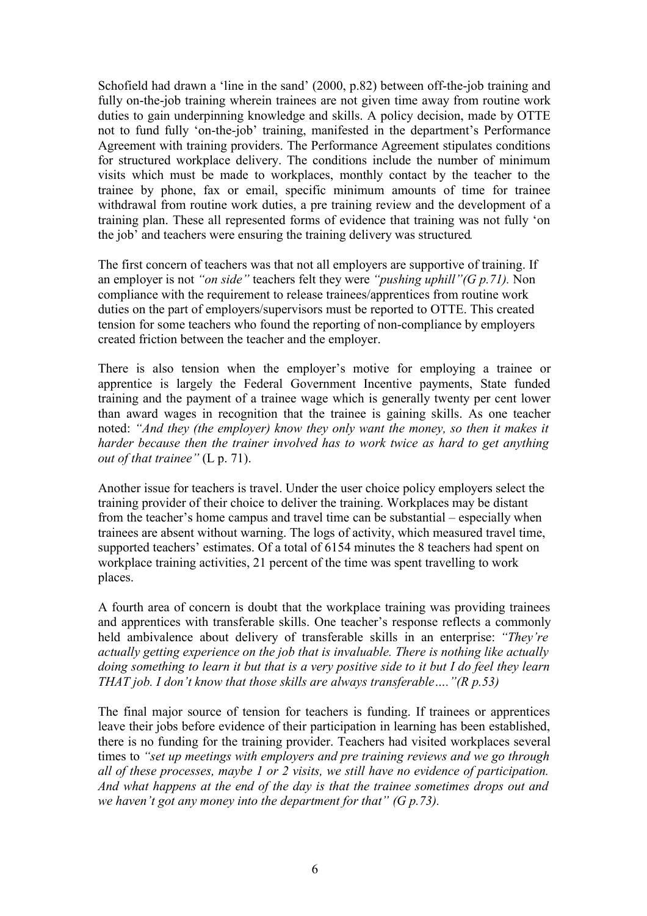Schofield had drawn a 'line in the sand' (2000, p.82) between off-the-job training and fully on-the-job training wherein trainees are not given time away from routine work duties to gain underpinning knowledge and skills. A policy decision, made by OTTE not to fund fully 'on-the-job' training, manifested in the department's Performance Agreement with training providers. The Performance Agreement stipulates conditions for structured workplace delivery. The conditions include the number of minimum visits which must be made to workplaces, monthly contact by the teacher to the trainee by phone, fax or email, specific minimum amounts of time for trainee withdrawal from routine work duties, a pre training review and the development of a training plan. These all represented forms of evidence that training was not fully 'on the job' and teachers were ensuring the training delivery was structured.

The first concern of teachers was that not all employers are supportive of training. If an employer is not *"on side"* teachers felt they were *"pushing uphill"(G p.71).* Non compliance with the requirement to release trainees/apprentices from routine work duties on the part of employers/supervisors must be reported to OTTE. This created tension for some teachers who found the reporting of non-compliance by employers created friction between the teacher and the employer.

There is also tension when the employer's motive for employing a trainee or apprentice is largely the Federal Government Incentive payments, State funded training and the payment of a trainee wage which is generally twenty per cent lower than award wages in recognition that the trainee is gaining skills. As one teacher noted: *"And they (the employer) know they only want the money, so then it makes it harder because then the trainer involved has to work twice as hard to get anything out of that trainee"* (L p. 71).

Another issue for teachers is travel. Under the user choice policy employers select the training provider of their choice to deliver the training. Workplaces may be distant from the teacher's home campus and travel time can be substantial – especially when trainees are absent without warning. The logs of activity, which measured travel time, supported teachers' estimates. Of a total of 6154 minutes the 8 teachers had spent on workplace training activities, 21 percent of the time was spent travelling to work places.

A fourth area of concern is doubt that the workplace training was providing trainees and apprentices with transferable skills. One teacher's response reflects a commonly held ambivalence about delivery of transferable skills in an enterprise: *"They're actually getting experience on the job that is invaluable. There is nothing like actually doing something to learn it but that is a very positive side to it but I do feel they learn THAT job. I don't know that those skills are always transferable…."(R p.53)*

The final major source of tension for teachers is funding. If trainees or apprentices leave their jobs before evidence of their participation in learning has been established, there is no funding for the training provider. Teachers had visited workplaces several times to *"set up meetings with employers and pre training reviews and we go through all of these processes, maybe 1 or 2 visits, we still have no evidence of participation. And what happens at the end of the day is that the trainee sometimes drops out and we haven't got any money into the department for that" (G p.73).*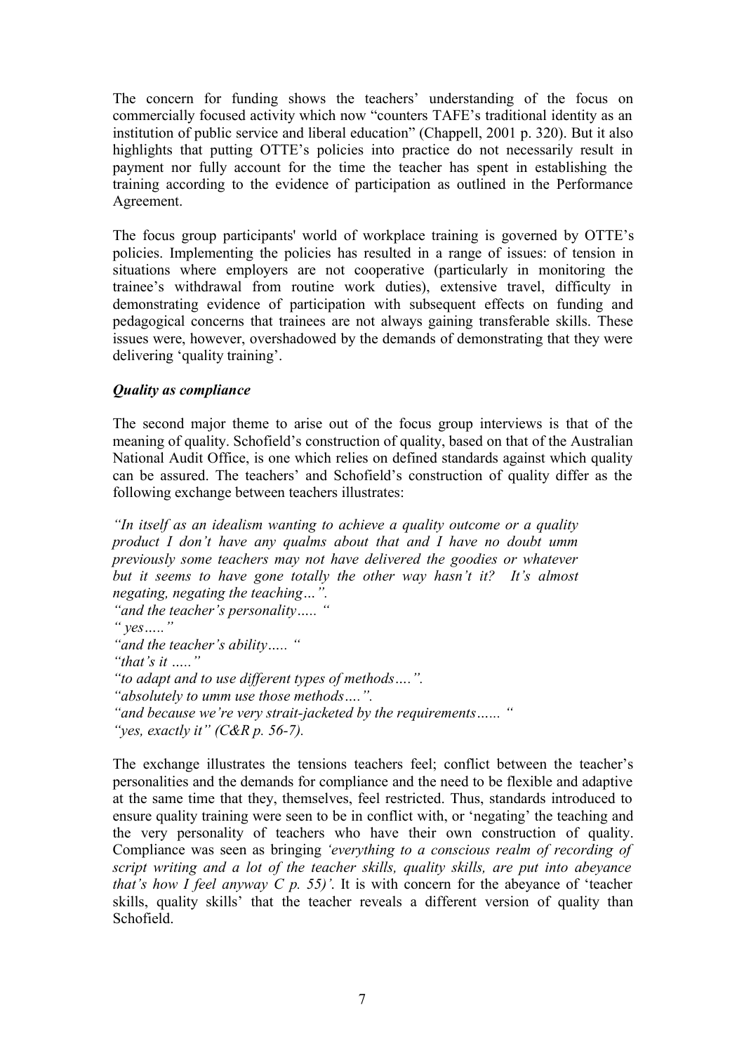The concern for funding shows the teachers' understanding of the focus on commercially focused activity which now "counters TAFE's traditional identity as an institution of public service and liberal education" (Chappell, 2001 p. 320). But it also highlights that putting OTTE's policies into practice do not necessarily result in payment nor fully account for the time the teacher has spent in establishing the training according to the evidence of participation as outlined in the Performance Agreement.

The focus group participants' world of workplace training is governed by OTTE's policies. Implementing the policies has resulted in a range of issues: of tension in situations where employers are not cooperative (particularly in monitoring the trainee's withdrawal from routine work duties), extensive travel, difficulty in demonstrating evidence of participation with subsequent effects on funding and pedagogical concerns that trainees are not always gaining transferable skills. These issues were, however, overshadowed by the demands of demonstrating that they were delivering 'quality training'.

***Quality as compliance***

The second major theme to arise out of the focus group interviews is that of the meaning of quality. Schofield's construction of quality, based on that of the Australian National Audit Office, is one which relies on defined standards against which quality can be assured. The teachers' and Schofield's construction of quality differ as the following exchange between teachers illustrates:

*"In itself as an idealism wanting to achieve a quality outcome or a quality product I don't have any qualms about that and I have no doubt umm previously some teachers may not have delivered the goodies or whatever but it seems to have gone totally the other way hasn't it? It's almost negating, negating the teaching…".*
*"and the teacher's personality….. "*
*" yes….."*
*"and the teacher's ability….. "*
*"that's it ….."*
*"to adapt and to use different types of methods….".*
*"absolutely to umm use those methods….".*
*"and because we're very strait-jacketed by the requirements…… "*
*"yes, exactly it" (C&R p. 56-7).*

The exchange illustrates the tensions teachers feel; conflict between the teacher's personalities and the demands for compliance and the need to be flexible and adaptive at the same time that they, themselves, feel restricted. Thus, standards introduced to ensure quality training were seen to be in conflict with, or 'negating' the teaching and the very personality of teachers who have their own construction of quality. Compliance was seen as bringing *'everything to a conscious realm of recording of script writing and a lot of the teacher skills, quality skills, are put into abeyance that's how I feel anyway C p. 55)'.* It is with concern for the abeyance of 'teacher skills, quality skills' that the teacher reveals a different version of quality than Schofield.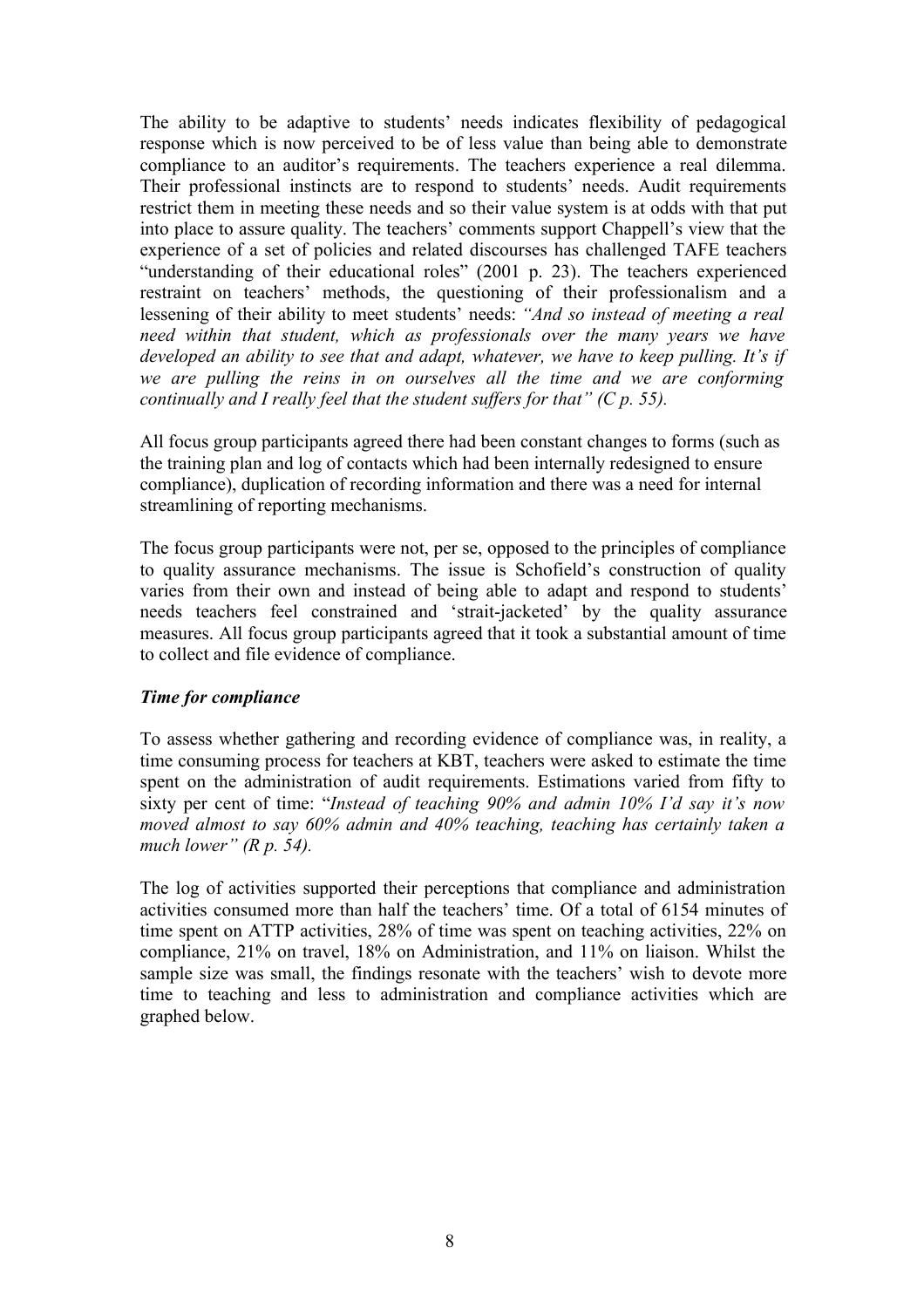The ability to be adaptive to students' needs indicates flexibility of pedagogical response which is now perceived to be of less value than being able to demonstrate compliance to an auditor's requirements. The teachers experience a real dilemma. Their professional instincts are to respond to students' needs. Audit requirements restrict them in meeting these needs and so their value system is at odds with that put into place to assure quality. The teachers' comments support Chappell's view that the experience of a set of policies and related discourses has challenged TAFE teachers "understanding of their educational roles" (2001 p. 23). The teachers experienced restraint on teachers' methods, the questioning of their professionalism and a lessening of their ability to meet students' needs: *"And so instead of meeting a real need within that student, which as professionals over the many years we have developed an ability to see that and adapt, whatever, we have to keep pulling. It's if we are pulling the reins in on ourselves all the time and we are conforming continually and I really feel that the student suffers for that" (C p. 55).*

All focus group participants agreed there had been constant changes to forms (such as the training plan and log of contacts which had been internally redesigned to ensure compliance), duplication of recording information and there was a need for internal streamlining of reporting mechanisms.

The focus group participants were not, per se, opposed to the principles of compliance to quality assurance mechanisms. The issue is Schofield's construction of quality varies from their own and instead of being able to adapt and respond to students' needs teachers feel constrained and 'strait-jacketed' by the quality assurance measures. All focus group participants agreed that it took a substantial amount of time to collect and file evidence of compliance.

### *Time for compliance*

To assess whether gathering and recording evidence of compliance was, in reality, a time consuming process for teachers at KBT, teachers were asked to estimate the time spent on the administration of audit requirements. Estimations varied from fifty to sixty per cent of time: "*Instead of teaching 90% and admin 10% I'd say it's now moved almost to say 60% admin and 40% teaching, teaching has certainly taken a much lower" (R p. 54).*

The log of activities supported their perceptions that compliance and administration activities consumed more than half the teachers' time. Of a total of 6154 minutes of time spent on ATTP activities, 28% of time was spent on teaching activities, 22% on compliance, 21% on travel, 18% on Administration, and 11% on liaison. Whilst the sample size was small, the findings resonate with the teachers' wish to devote more time to teaching and less to administration and compliance activities which are graphed below.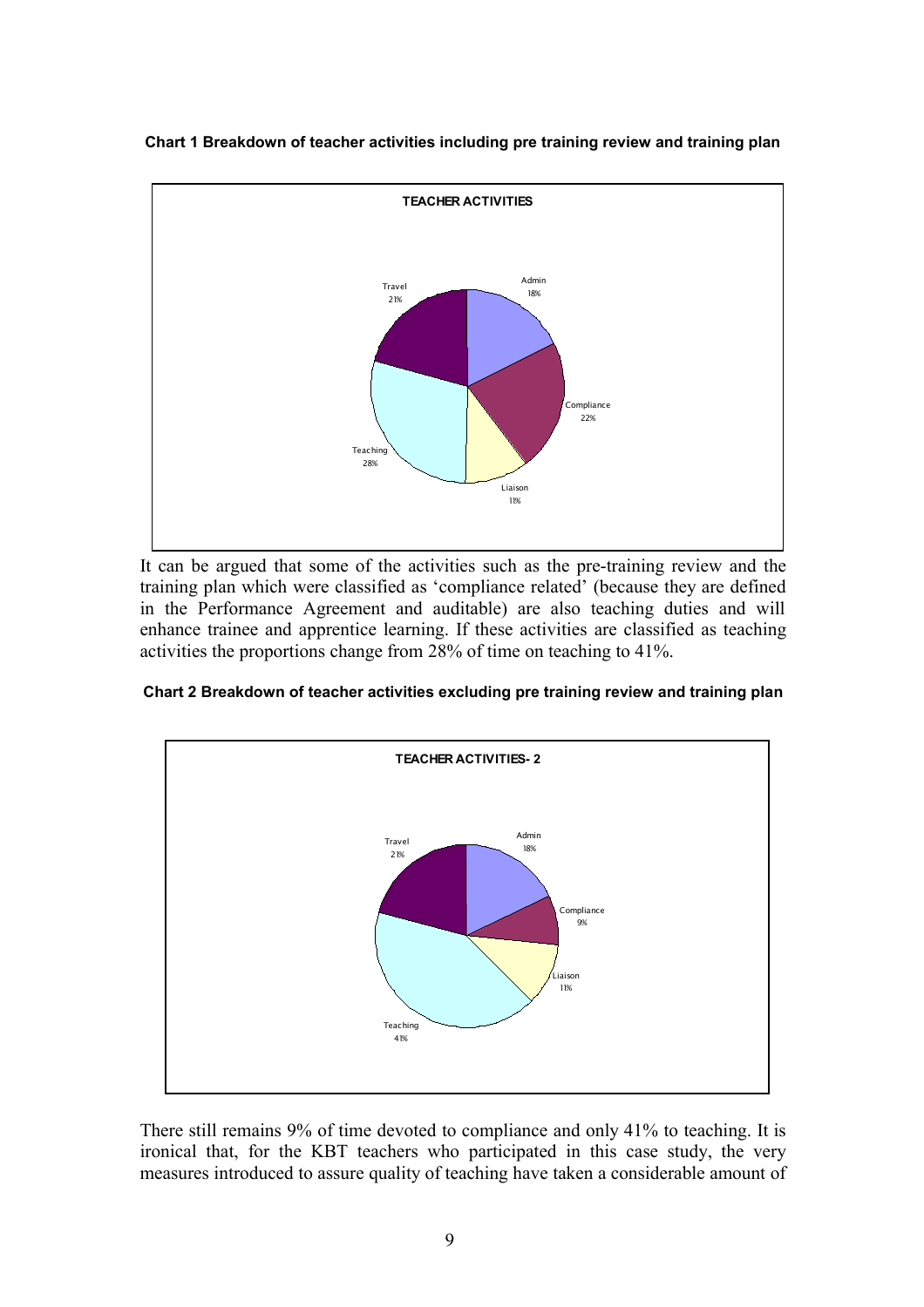**Chart 1 Breakdown of teacher activities including pre training review and training plan**

It can be argued that some of the activities such as the pre-training review and the training plan which were classified as 'compliance related' (because they are defined in the Performance Agreement and auditable) are also teaching duties and will enhance trainee and apprentice learning. If these activities are classified as teaching activities the proportions change from 28% of time on teaching to 41%.

**Chart 2 Breakdown of teacher activities excluding pre training review and training plan**

There still remains 9% of time devoted to compliance and only 41% to teaching. It is ironical that, for the KBT teachers who participated in this case study, the very measures introduced to assure quality of teaching have taken a considerable amount of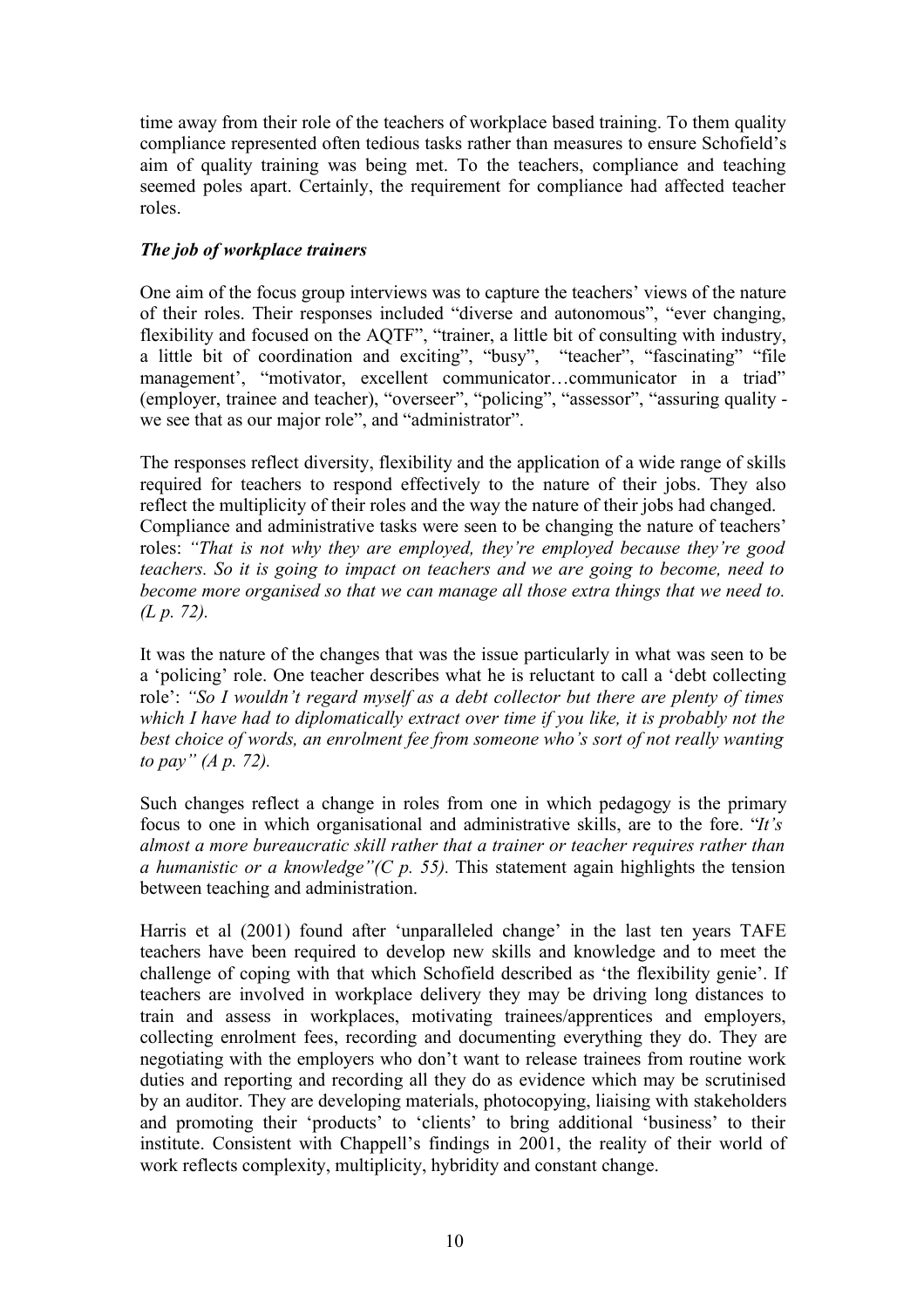time away from their role of the teachers of workplace based training. To them quality compliance represented often tedious tasks rather than measures to ensure Schofield's aim of quality training was being met. To the teachers, compliance and teaching seemed poles apart. Certainly, the requirement for compliance had affected teacher roles.

### *The job of workplace trainers*

One aim of the focus group interviews was to capture the teachers' views of the nature of their roles. Their responses included "diverse and autonomous", "ever changing, flexibility and focused on the AQTF", "trainer, a little bit of consulting with industry, a little bit of coordination and exciting", "busy", "teacher", "fascinating" "file management', "motivator, excellent communicator…communicator in a triad" (employer, trainee and teacher), "overseer", "policing", "assessor", "assuring quality - we see that as our major role", and "administrator".

The responses reflect diversity, flexibility and the application of a wide range of skills required for teachers to respond effectively to the nature of their jobs. They also reflect the multiplicity of their roles and the way the nature of their jobs had changed. Compliance and administrative tasks were seen to be changing the nature of teachers' roles: *"That is not why they are employed, they're employed because they're good teachers. So it is going to impact on teachers and we are going to become, need to become more organised so that we can manage all those extra things that we need to. (L p. 72).*

It was the nature of the changes that was the issue particularly in what was seen to be a 'policing' role. One teacher describes what he is reluctant to call a 'debt collecting role': *"So I wouldn't regard myself as a debt collector but there are plenty of times which I have had to diplomatically extract over time if you like, it is probably not the best choice of words, an enrolment fee from someone who's sort of not really wanting to pay" (A p. 72).*

Such changes reflect a change in roles from one in which pedagogy is the primary focus to one in which organisational and administrative skills, are to the fore. "*It's almost a more bureaucratic skill rather that a trainer or teacher requires rather than a humanistic or a knowledge"(C p. 55).* This statement again highlights the tension between teaching and administration.

Harris et al (2001) found after 'unparalleled change' in the last ten years TAFE teachers have been required to develop new skills and knowledge and to meet the challenge of coping with that which Schofield described as 'the flexibility genie'. If teachers are involved in workplace delivery they may be driving long distances to train and assess in workplaces, motivating trainees/apprentices and employers, collecting enrolment fees, recording and documenting everything they do. They are negotiating with the employers who don't want to release trainees from routine work duties and reporting and recording all they do as evidence which may be scrutinised by an auditor. They are developing materials, photocopying, liaising with stakeholders and promoting their 'products' to 'clients' to bring additional 'business' to their institute. Consistent with Chappell's findings in 2001, the reality of their world of work reflects complexity, multiplicity, hybridity and constant change.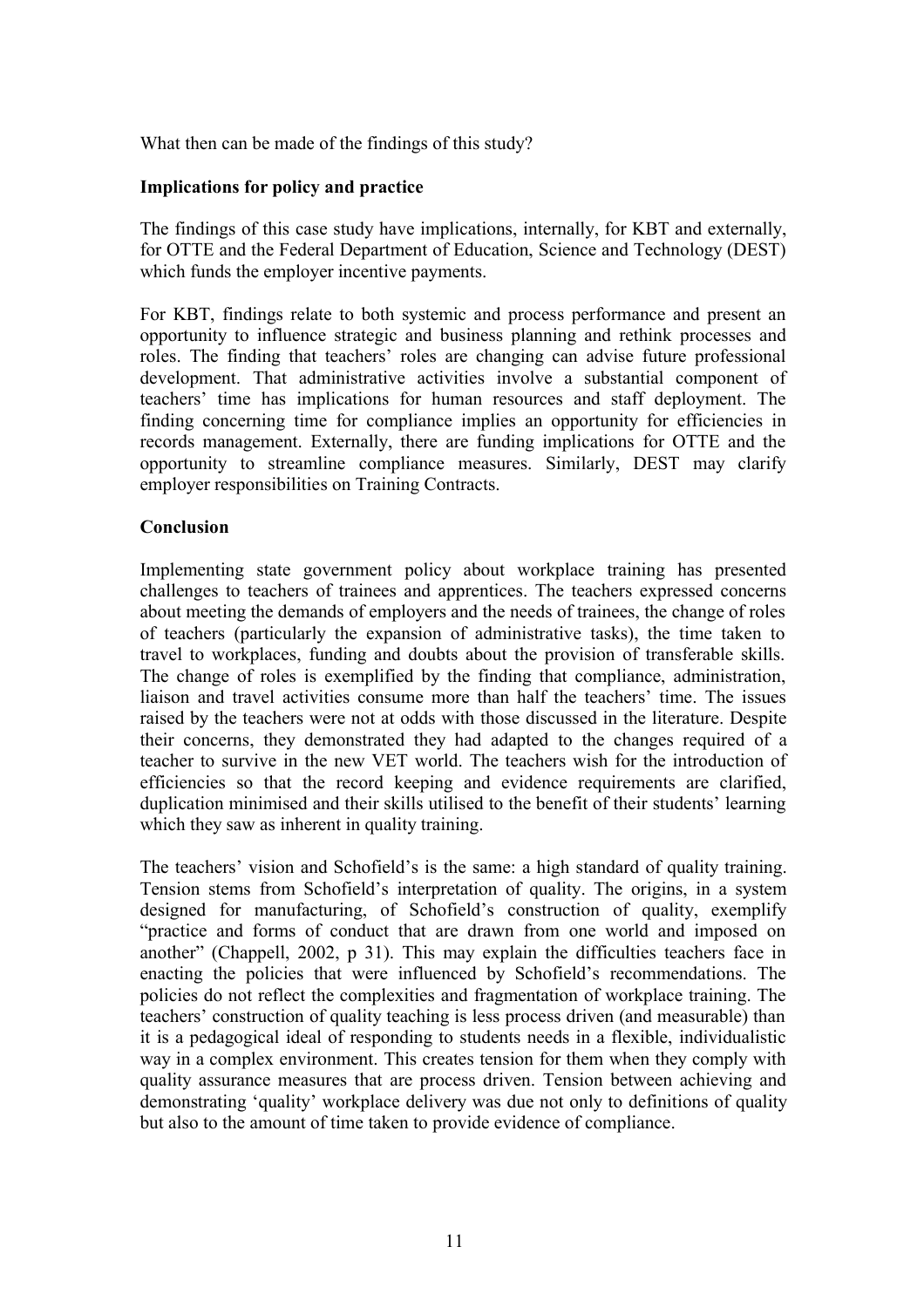What then can be made of the findings of this study?

## Implications for policy and practice

The findings of this case study have implications, internally, for KBT and externally, for OTTE and the Federal Department of Education, Science and Technology (DEST) which funds the employer incentive payments.

For KBT, findings relate to both systemic and process performance and present an opportunity to influence strategic and business planning and rethink processes and roles. The finding that teachers' roles are changing can advise future professional development. That administrative activities involve a substantial component of teachers' time has implications for human resources and staff deployment. The finding concerning time for compliance implies an opportunity for efficiencies in records management. Externally, there are funding implications for OTTE and the opportunity to streamline compliance measures. Similarly, DEST may clarify employer responsibilities on Training Contracts.

## Conclusion

Implementing state government policy about workplace training has presented challenges to teachers of trainees and apprentices. The teachers expressed concerns about meeting the demands of employers and the needs of trainees, the change of roles of teachers (particularly the expansion of administrative tasks), the time taken to travel to workplaces, funding and doubts about the provision of transferable skills. The change of roles is exemplified by the finding that compliance, administration, liaison and travel activities consume more than half the teachers' time. The issues raised by the teachers were not at odds with those discussed in the literature. Despite their concerns, they demonstrated they had adapted to the changes required of a teacher to survive in the new VET world. The teachers wish for the introduction of efficiencies so that the record keeping and evidence requirements are clarified, duplication minimised and their skills utilised to the benefit of their students' learning which they saw as inherent in quality training.

The teachers' vision and Schofield's is the same: a high standard of quality training. Tension stems from Schofield's interpretation of quality. The origins, in a system designed for manufacturing, of Schofield's construction of quality, exemplify "practice and forms of conduct that are drawn from one world and imposed on another" (Chappell, 2002, p 31). This may explain the difficulties teachers face in enacting the policies that were influenced by Schofield's recommendations. The policies do not reflect the complexities and fragmentation of workplace training. The teachers' construction of quality teaching is less process driven (and measurable) than it is a pedagogical ideal of responding to students needs in a flexible, individualistic way in a complex environment. This creates tension for them when they comply with quality assurance measures that are process driven. Tension between achieving and demonstrating 'quality' workplace delivery was due not only to definitions of quality but also to the amount of time taken to provide evidence of compliance.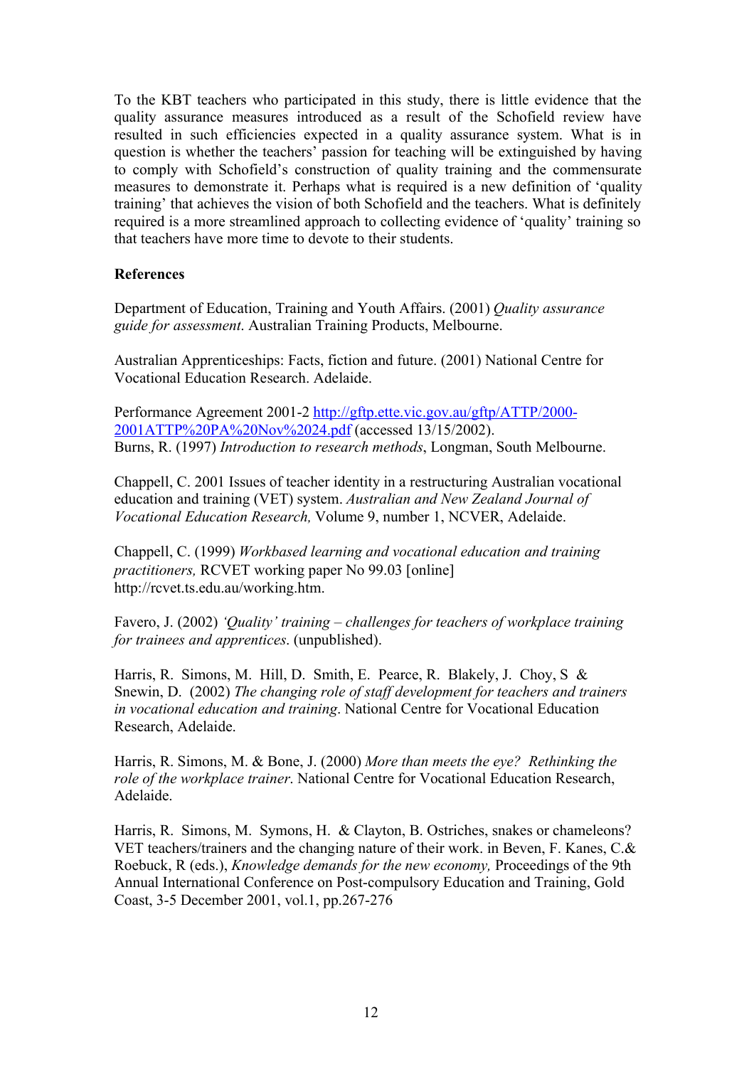To the KBT teachers who participated in this study, there is little evidence that the quality assurance measures introduced as a result of the Schofield review have resulted in such efficiencies expected in a quality assurance system. What is in question is whether the teachers' passion for teaching will be extinguished by having to comply with Schofield's construction of quality training and the commensurate measures to demonstrate it. Perhaps what is required is a new definition of 'quality training' that achieves the vision of both Schofield and the teachers. What is definitely required is a more streamlined approach to collecting evidence of 'quality' training so that teachers have more time to devote to their students.

**References**

Department of Education, Training and Youth Affairs. (2001) *Quality assurance guide for assessment*. Australian Training Products, Melbourne.

Australian Apprenticeships: Facts, fiction and future. (2001) National Centre for Vocational Education Research. Adelaide.

Performance Agreement 2001-2 [http://gftp.ette.vic.gov.au/gftp/ATTP/2000-2001ATTP%20PA%20Nov%2024.pdf](http://gftp.ette.vic.gov.au/gftp/ATTP/2000-2001ATTP%20PA%20Nov%2024.pdf) (accessed 13/15/2002).
Burns, R. (1997) *Introduction to research methods*, Longman, South Melbourne.

Chappell, C. 2001 Issues of teacher identity in a restructuring Australian vocational education and training (VET) system. *Australian and New Zealand Journal of Vocational Education Research,* Volume 9, number 1, NCVER, Adelaide.

Chappell, C. (1999) *Workbased learning and vocational education and training practitioners,* RCVET working paper No 99.03 [online] http://rcvet.ts.edu.au/working.htm.

Favero, J. (2002) *'Quality' training – challenges for teachers of workplace training for trainees and apprentices*. (unpublished).

Harris, R. Simons, M. Hill, D. Smith, E. Pearce, R. Blakely, J. Choy, S & Snewin, D. (2002) *The changing role of staff development for teachers and trainers in vocational education and training*. National Centre for Vocational Education Research, Adelaide.

Harris, R. Simons, M. & Bone, J. (2000) *More than meets the eye? Rethinking the role of the workplace trainer*. National Centre for Vocational Education Research, Adelaide.

Harris, R. Simons, M. Symons, H. & Clayton, B. Ostriches, snakes or chameleons? VET teachers/trainers and the changing nature of their work. in Beven, F. Kanes, C.& Roebuck, R (eds.), *Knowledge demands for the new economy,* Proceedings of the 9th Annual International Conference on Post-compulsory Education and Training, Gold Coast, 3-5 December 2001, vol.1, pp.267-276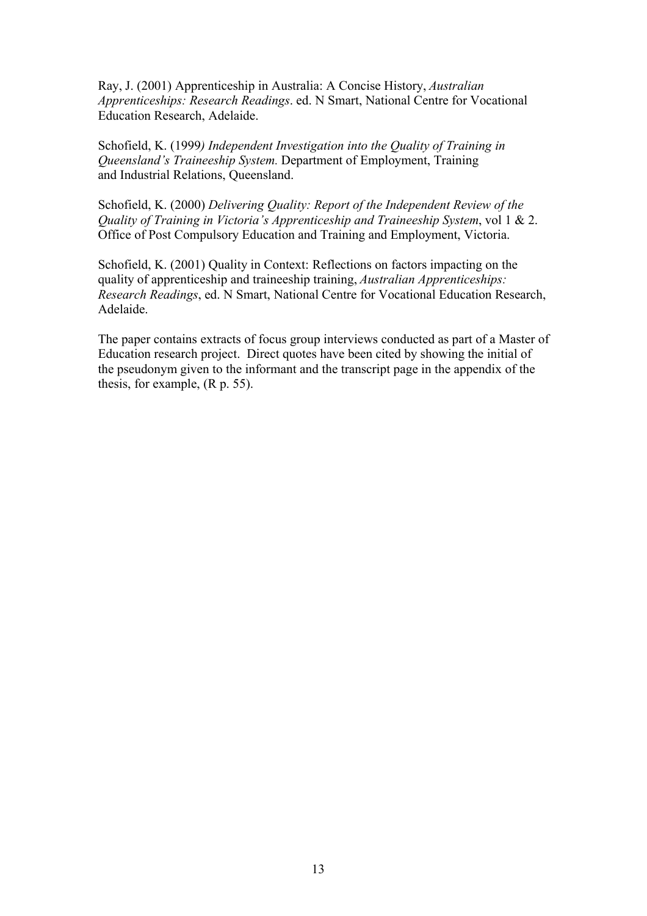Ray, J. (2001) Apprenticeship in Australia: A Concise History, *Australian Apprenticeships: Research Readings*. ed. N Smart, National Centre for Vocational Education Research, Adelaide.

Schofield, K. (1999*) Independent Investigation into the Quality of Training in Queensland's Traineeship System.* Department of Employment, Training and Industrial Relations, Queensland.

Schofield, K. (2000) *Delivering Quality: Report of the Independent Review of the Quality of Training in Victoria's Apprenticeship and Traineeship System*, vol 1 & 2. Office of Post Compulsory Education and Training and Employment, Victoria.

Schofield, K. (2001) Quality in Context: Reflections on factors impacting on the quality of apprenticeship and traineeship training, *Australian Apprenticeships: Research Readings*, ed. N Smart, National Centre for Vocational Education Research, Adelaide.

The paper contains extracts of focus group interviews conducted as part of a Master of Education research project. Direct quotes have been cited by showing the initial of the pseudonym given to the informant and the transcript page in the appendix of the thesis, for example, (R p. 55).